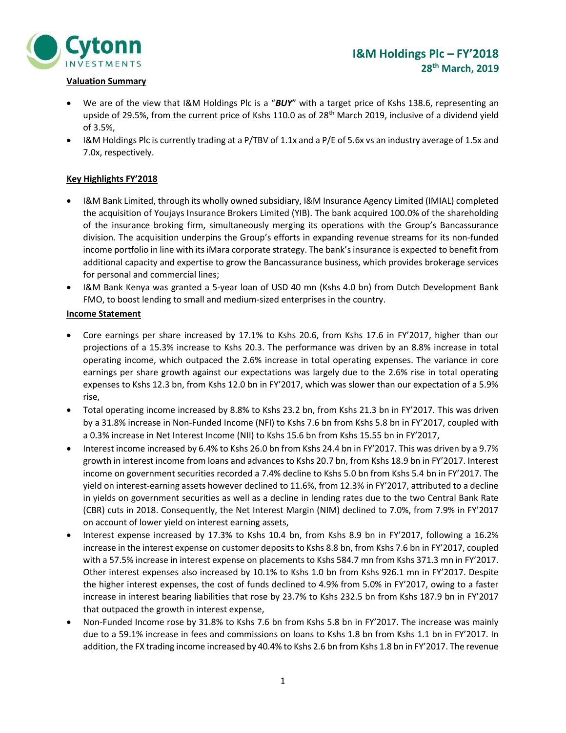# I&M Holdings Plc – FY'2018
**28th March, 2019**

### Valuation Summary

- We are of the view that I&M Holdings Plc is a "***BUY***" with a target price of Kshs 138.6, representing an upside of 29.5%, from the current price of Kshs 110.0 as of 28th March 2019, inclusive of a dividend yield of 3.5%,
- I&M Holdings Plc is currently trading at a P/TBV of 1.1x and a P/E of 5.6x vs an industry average of 1.5x and 7.0x, respectively.

### Key Highlights FY'2018

- I&M Bank Limited, through its wholly owned subsidiary, I&M Insurance Agency Limited (IMIAL) completed the acquisition of Youjays Insurance Brokers Limited (YIB). The bank acquired 100.0% of the shareholding of the insurance broking firm, simultaneously merging its operations with the Group's Bancassurance division. The acquisition underpins the Group's efforts in expanding revenue streams for its non-funded income portfolio in line with its iMara corporate strategy. The bank's insurance is expected to benefit from additional capacity and expertise to grow the Bancassurance business, which provides brokerage services for personal and commercial lines;
- I&M Bank Kenya was granted a 5-year loan of USD 40 mn (Kshs 4.0 bn) from Dutch Development Bank FMO, to boost lending to small and medium-sized enterprises in the country.

### Income Statement

- Core earnings per share increased by 17.1% to Kshs 20.6, from Kshs 17.6 in FY'2017, higher than our projections of a 15.3% increase to Kshs 20.3. The performance was driven by an 8.8% increase in total operating income, which outpaced the 2.6% increase in total operating expenses. The variance in core earnings per share growth against our expectations was largely due to the 2.6% rise in total operating expenses to Kshs 12.3 bn, from Kshs 12.0 bn in FY'2017, which was slower than our expectation of a 5.9% rise,
- Total operating income increased by 8.8% to Kshs 23.2 bn, from Kshs 21.3 bn in FY'2017. This was driven by a 31.8% increase in Non-Funded Income (NFI) to Kshs 7.6 bn from Kshs 5.8 bn in FY'2017, coupled with a 0.3% increase in Net Interest Income (NII) to Kshs 15.6 bn from Kshs 15.55 bn in FY'2017,
- Interest income increased by 6.4% to Kshs 26.0 bn from Kshs 24.4 bn in FY'2017. This was driven by a 9.7% growth in interest income from loans and advances to Kshs 20.7 bn, from Kshs 18.9 bn in FY'2017. Interest income on government securities recorded a 7.4% decline to Kshs 5.0 bn from Kshs 5.4 bn in FY'2017. The yield on interest-earning assets however declined to 11.6%, from 12.3% in FY'2017, attributed to a decline in yields on government securities as well as a decline in lending rates due to the two Central Bank Rate (CBR) cuts in 2018. Consequently, the Net Interest Margin (NIM) declined to 7.0%, from 7.9% in FY'2017 on account of lower yield on interest earning assets,
- Interest expense increased by 17.3% to Kshs 10.4 bn, from Kshs 8.9 bn in FY'2017, following a 16.2% increase in the interest expense on customer deposits to Kshs 8.8 bn, from Kshs 7.6 bn in FY'2017, coupled with a 57.5% increase in interest expense on placements to Kshs 584.7 mn from Kshs 371.3 mn in FY'2017. Other interest expenses also increased by 10.1% to Kshs 1.0 bn from Kshs 926.1 mn in FY'2017. Despite the higher interest expenses, the cost of funds declined to 4.9% from 5.0% in FY'2017, owing to a faster increase in interest bearing liabilities that rose by 23.7% to Kshs 232.5 bn from Kshs 187.9 bn in FY'2017 that outpaced the growth in interest expense,
- Non-Funded Income rose by 31.8% to Kshs 7.6 bn from Kshs 5.8 bn in FY'2017. The increase was mainly due to a 59.1% increase in fees and commissions on loans to Kshs 1.8 bn from Kshs 1.1 bn in FY'2017. In addition, the FX trading income increased by 40.4% to Kshs 2.6 bn from Kshs 1.8 bn in FY'2017. The revenue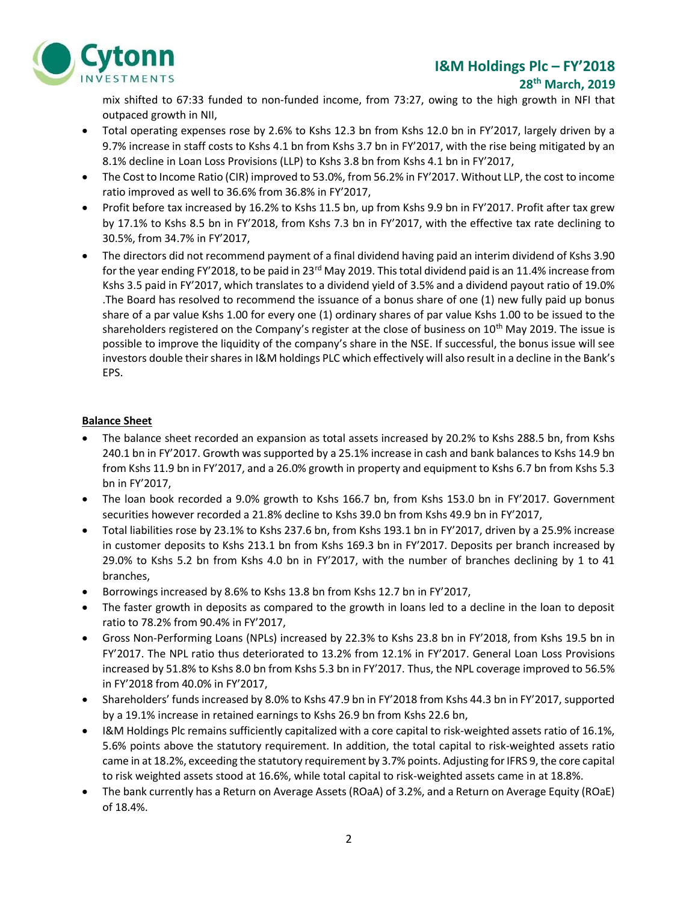mix shifted to 67:33 funded to non-funded income, from 73:27, owing to the high growth in NFI that outpaced growth in NII,

- Total operating expenses rose by 2.6% to Kshs 12.3 bn from Kshs 12.0 bn in FY'2017, largely driven by a 9.7% increase in staff costs to Kshs 4.1 bn from Kshs 3.7 bn in FY'2017, with the rise being mitigated by an 8.1% decline in Loan Loss Provisions (LLP) to Kshs 3.8 bn from Kshs 4.1 bn in FY'2017,
- The Cost to Income Ratio (CIR) improved to 53.0%, from 56.2% in FY'2017. Without LLP, the cost to income ratio improved as well to 36.6% from 36.8% in FY'2017,
- Profit before tax increased by 16.2% to Kshs 11.5 bn, up from Kshs 9.9 bn in FY'2017. Profit after tax grew by 17.1% to Kshs 8.5 bn in FY'2018, from Kshs 7.3 bn in FY'2017, with the effective tax rate declining to 30.5%, from 34.7% in FY'2017,
- The directors did not recommend payment of a final dividend having paid an interim dividend of Kshs 3.90 for the year ending FY'2018, to be paid in 23rd May 2019. This total dividend paid is an 11.4% increase from Kshs 3.5 paid in FY'2017, which translates to a dividend yield of 3.5% and a dividend payout ratio of 19.0% .The Board has resolved to recommend the issuance of a bonus share of one (1) new fully paid up bonus share of a par value Kshs 1.00 for every one (1) ordinary shares of par value Kshs 1.00 to be issued to the shareholders registered on the Company's register at the close of business on 10th May 2019. The issue is possible to improve the liquidity of the company's share in the NSE. If successful, the bonus issue will see investors double their shares in I&M holdings PLC which effectively will also result in a decline in the Bank's EPS.

**Balance Sheet**

- The balance sheet recorded an expansion as total assets increased by 20.2% to Kshs 288.5 bn, from Kshs 240.1 bn in FY'2017. Growth was supported by a 25.1% increase in cash and bank balances to Kshs 14.9 bn from Kshs 11.9 bn in FY'2017, and a 26.0% growth in property and equipment to Kshs 6.7 bn from Kshs 5.3 bn in FY'2017,
- The loan book recorded a 9.0% growth to Kshs 166.7 bn, from Kshs 153.0 bn in FY'2017. Government securities however recorded a 21.8% decline to Kshs 39.0 bn from Kshs 49.9 bn in FY'2017,
- Total liabilities rose by 23.1% to Kshs 237.6 bn, from Kshs 193.1 bn in FY'2017, driven by a 25.9% increase in customer deposits to Kshs 213.1 bn from Kshs 169.3 bn in FY'2017. Deposits per branch increased by 29.0% to Kshs 5.2 bn from Kshs 4.0 bn in FY'2017, with the number of branches declining by 1 to 41 branches,
- Borrowings increased by 8.6% to Kshs 13.8 bn from Kshs 12.7 bn in FY'2017,
- The faster growth in deposits as compared to the growth in loans led to a decline in the loan to deposit ratio to 78.2% from 90.4% in FY'2017,
- Gross Non-Performing Loans (NPLs) increased by 22.3% to Kshs 23.8 bn in FY'2018, from Kshs 19.5 bn in FY'2017. The NPL ratio thus deteriorated to 13.2% from 12.1% in FY'2017. General Loan Loss Provisions increased by 51.8% to Kshs 8.0 bn from Kshs 5.3 bn in FY'2017. Thus, the NPL coverage improved to 56.5% in FY'2018 from 40.0% in FY'2017,
- Shareholders' funds increased by 8.0% to Kshs 47.9 bn in FY'2018 from Kshs 44.3 bn in FY'2017, supported by a 19.1% increase in retained earnings to Kshs 26.9 bn from Kshs 22.6 bn,
- I&M Holdings Plc remains sufficiently capitalized with a core capital to risk-weighted assets ratio of 16.1%, 5.6% points above the statutory requirement. In addition, the total capital to risk-weighted assets ratio came in at 18.2%, exceeding the statutory requirement by 3.7% points. Adjusting for IFRS 9, the core capital to risk weighted assets stood at 16.6%, while total capital to risk-weighted assets came in at 18.8%.
- The bank currently has a Return on Average Assets (ROaA) of 3.2%, and a Return on Average Equity (ROaE) of 18.4%.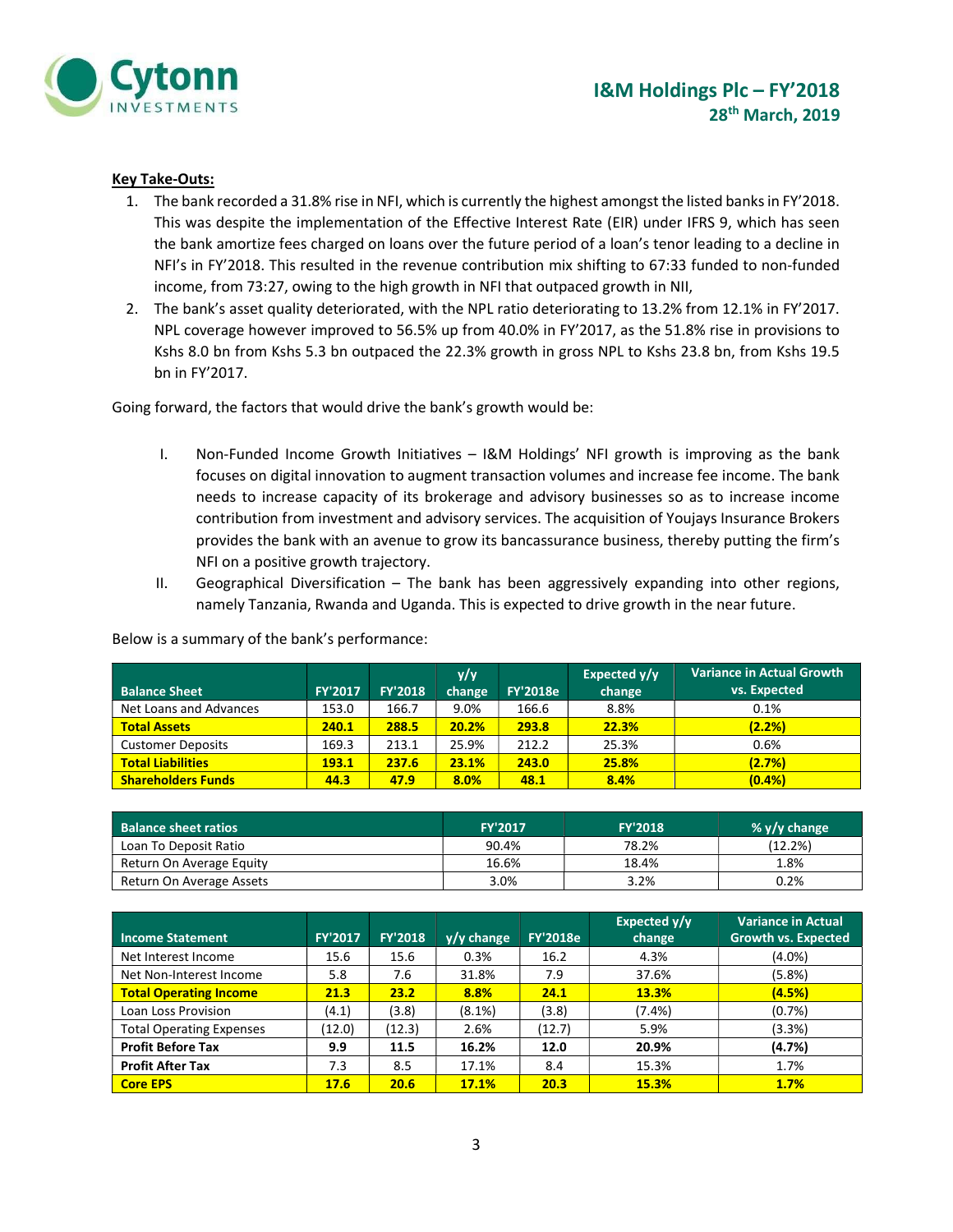# I&M Holdings Plc – FY'2018

**28th March, 2019**

**Key Take-Outs:**

1. The bank recorded a 31.8% rise in NFI, which is currently the highest amongst the listed banks in FY'2018. This was despite the implementation of the Effective Interest Rate (EIR) under IFRS 9, which has seen the bank amortize fees charged on loans over the future period of a loan's tenor leading to a decline in NFI's in FY'2018. This resulted in the revenue contribution mix shifting to 67:33 funded to non-funded income, from 73:27, owing to the high growth in NFI that outpaced growth in NII,
2. The bank's asset quality deteriorated, with the NPL ratio deteriorating to 13.2% from 12.1% in FY'2017. NPL coverage however improved to 56.5% up from 40.0% in FY'2017, as the 51.8% rise in provisions to Kshs 8.0 bn from Kshs 5.3 bn outpaced the 22.3% growth in gross NPL to Kshs 23.8 bn, from Kshs 19.5 bn in FY'2017.

Going forward, the factors that would drive the bank's growth would be:

I. Non-Funded Income Growth Initiatives – I&M Holdings' NFI growth is improving as the bank focuses on digital innovation to augment transaction volumes and increase fee income. The bank needs to increase capacity of its brokerage and advisory businesses so as to increase income contribution from investment and advisory services. The acquisition of Youjays Insurance Brokers provides the bank with an avenue to grow its bancassurance business, thereby putting the firm's NFI on a positive growth trajectory.

II. Geographical Diversification – The bank has been aggressively expanding into other regions, namely Tanzania, Rwanda and Uganda. This is expected to drive growth in the near future.

Below is a summary of the bank's performance:

| Balance Sheet | FY'2017 | FY'2018 | y/y change | FY'2018e | Expected y/y change | Variance in Actual Growth vs. Expected |
|---|---|---|---|---|---|---|
| Net Loans and Advances | 153.0 | 166.7 | 9.0% | 166.6 | 8.8% | 0.1% |
| **Total Assets** | **240.1** | **288.5** | **20.2%** | **293.8** | **22.3%** | **(2.2%)** |
| Customer Deposits | 169.3 | 213.1 | 25.9% | 212.2 | 25.3% | 0.6% |
| **Total Liabilities** | **193.1** | **237.6** | **23.1%** | **243.0** | **25.8%** | **(2.7%)** |
| **Shareholders Funds** | **44.3** | **47.9** | **8.0%** | **48.1** | **8.4%** | **(0.4%)** |

| Balance sheet ratios | FY'2017 | FY'2018 | % y/y change |
|---|---|---|---|
| Loan To Deposit Ratio | 90.4% | 78.2% | (12.2%) |
| Return On Average Equity | 16.6% | 18.4% | 1.8% |
| Return On Average Assets | 3.0% | 3.2% | 0.2% |

| Income Statement | FY'2017 | FY'2018 | y/y change | FY'2018e | Expected y/y change | Variance in Actual Growth vs. Expected |
|---|---|---|---|---|---|---|
| Net Interest Income | 15.6 | 15.6 | 0.3% | 16.2 | 4.3% | (4.0%) |
| Net Non-Interest Income | 5.8 | 7.6 | 31.8% | 7.9 | 37.6% | (5.8%) |
| **Total Operating Income** | **21.3** | **23.2** | **8.8%** | **24.1** | **13.3%** | **(4.5%)** |
| Loan Loss Provision | (4.1) | (3.8) | (8.1%) | (3.8) | (7.4%) | (0.7%) |
| Total Operating Expenses | (12.0) | (12.3) | 2.6% | (12.7) | 5.9% | (3.3%) |
| **Profit Before Tax** | **9.9** | **11.5** | **16.2%** | **12.0** | **20.9%** | **(4.7%)** |
| **Profit After Tax** | **7.3** | **8.5** | **17.1%** | **8.4** | **15.3%** | **1.7%** |
| **Core EPS** | **17.6** | **20.6** | **17.1%** | **20.3** | **15.3%** | **1.7%** |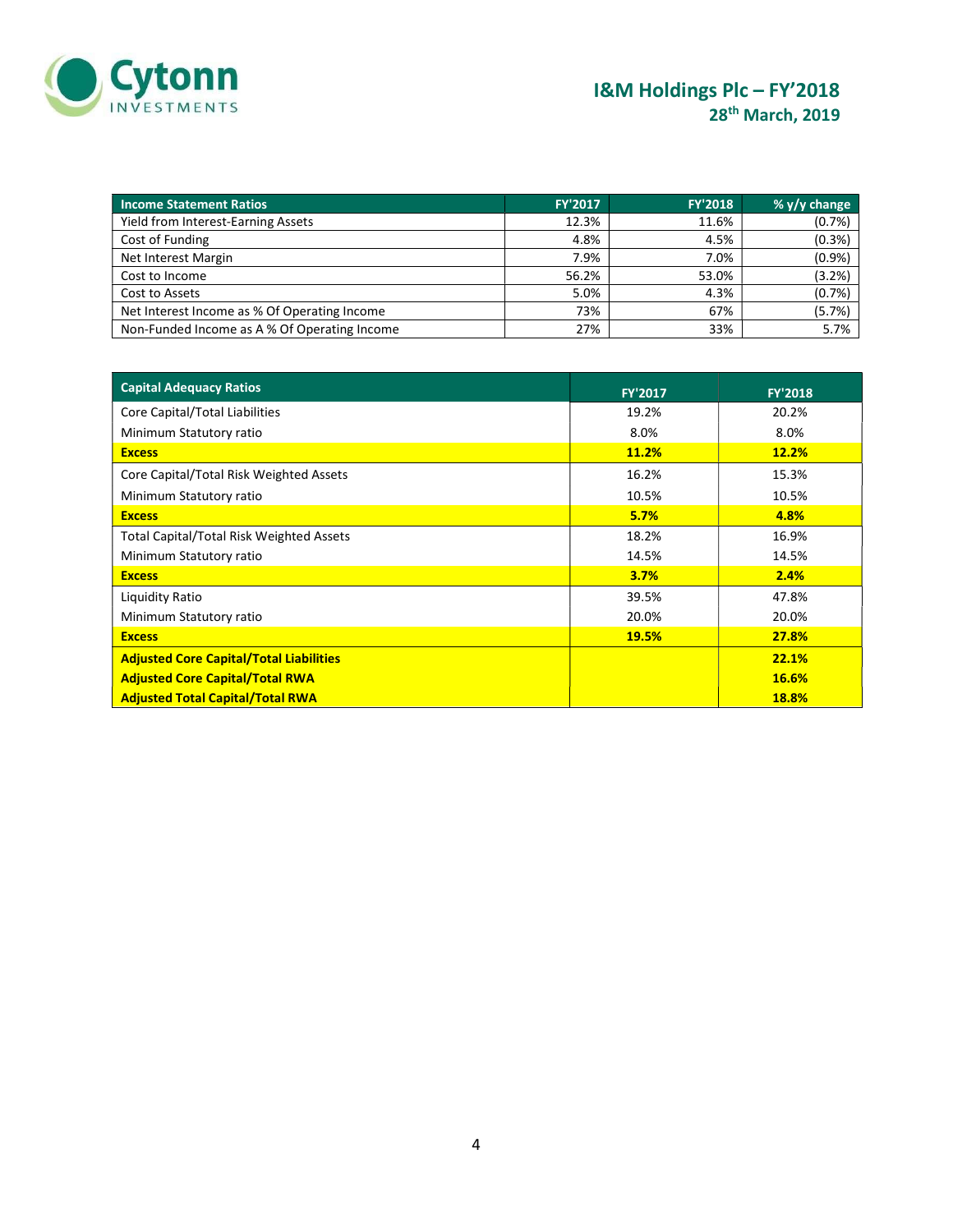| Income Statement Ratios | FY'2017 | FY'2018 | % y/y change |
|---|---|---|---|
| Yield from Interest-Earning Assets | 12.3% | 11.6% | (0.7%) |
| Cost of Funding | 4.8% | 4.5% | (0.3%) |
| Net Interest Margin | 7.9% | 7.0% | (0.9%) |
| Cost to Income | 56.2% | 53.0% | (3.2%) |
| Cost to Assets | 5.0% | 4.3% | (0.7%) |
| Net Interest Income as % Of Operating Income | 73% | 67% | (5.7%) |
| Non-Funded Income as A % Of Operating Income | 27% | 33% | 5.7% |

| Capital Adequacy Ratios | FY'2017 | FY'2018 |
|---|---|---|
| Core Capital/Total Liabilities | 19.2% | 20.2% |
| Minimum Statutory ratio | 8.0% | 8.0% |
| **Excess** | **11.2%** | **12.2%** |
| Core Capital/Total Risk Weighted Assets | 16.2% | 15.3% |
| Minimum Statutory ratio | 10.5% | 10.5% |
| **Excess** | **5.7%** | **4.8%** |
| Total Capital/Total Risk Weighted Assets | 18.2% | 16.9% |
| Minimum Statutory ratio | 14.5% | 14.5% |
| **Excess** | **3.7%** | **2.4%** |
| Liquidity Ratio | 39.5% | 47.8% |
| Minimum Statutory ratio | 20.0% | 20.0% |
| **Excess** | **19.5%** | **27.8%** |
| **Adjusted Core Capital/Total Liabilities** | | **22.1%** |
| **Adjusted Core Capital/Total RWA** | | **16.6%** |
| **Adjusted Total Capital/Total RWA** | | **18.8%** |